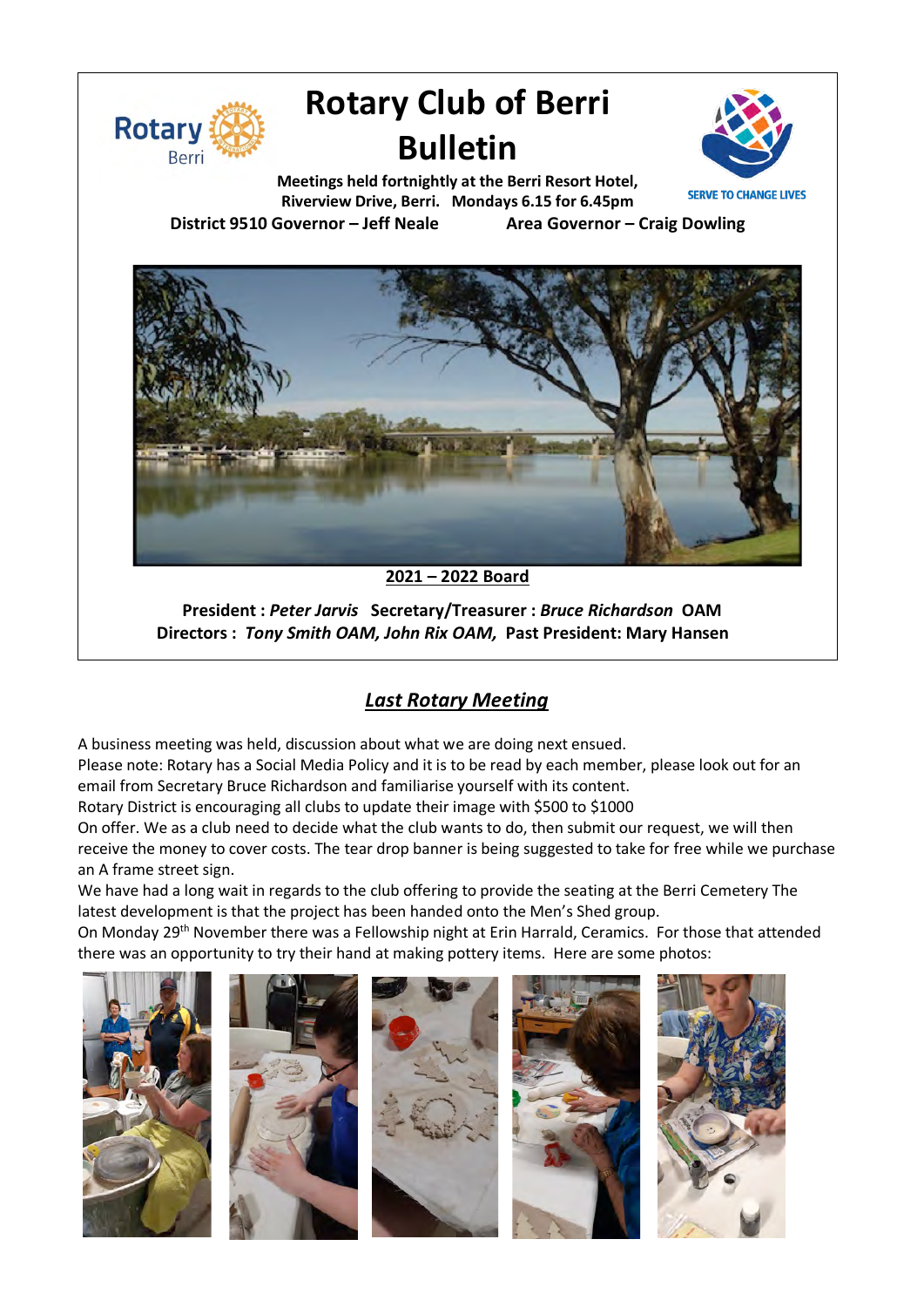# Rotary Club of Berri Bulletin

**Meetings held fortnightly at the Berri Resort Hotel, Riverview Drive, Berri. Mondays 6.15 for 6.45pm**

**District 9510 Governor – Jeff Neale** **Area Governor – Craig Dowling**

SERVE TO CHANGE LIVES

**2021 – 2022 Board**

**President :** ***Peter Jarvis*** **Secretary/Treasurer :** ***Bruce Richardson*** **OAM**
**Directors :** ***Tony Smith OAM, John Rix OAM,*** **Past President: Mary Hansen**

## *Last Rotary Meeting*

A business meeting was held, discussion about what we are doing next ensued.
Please note: Rotary has a Social Media Policy and it is to be read by each member, please look out for an email from Secretary Bruce Richardson and familiarise yourself with its content.
Rotary District is encouraging all clubs to update their image with $500 to $1000
On offer. We as a club need to decide what the club wants to do, then submit our request, we will then receive the money to cover costs. The tear drop banner is being suggested to take for free while we purchase an A frame street sign.
We have had a long wait in regards to the club offering to provide the seating at the Berri Cemetery The latest development is that the project has been handed onto the Men's Shed group.
On Monday 29th November there was a Fellowship night at Erin Harrald, Ceramics. For those that attended there was an opportunity to try their hand at making pottery items. Here are some photos: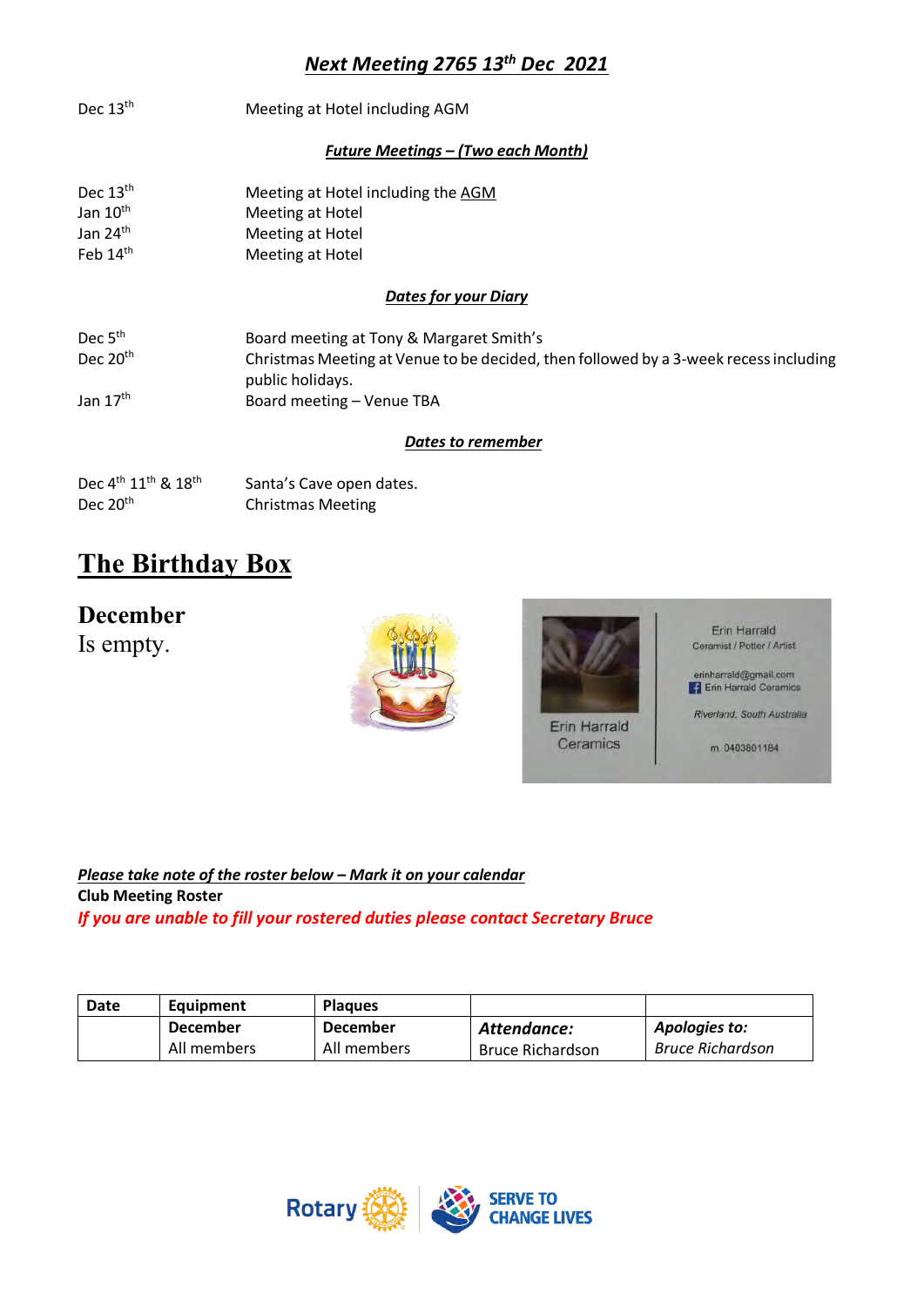## *Next Meeting 2765 13th Dec 2021*

| | |
|---|---|
| Dec 13th | Meeting at Hotel including AGM |

### *Future Meetings – (Two each Month)*

| | |
|---|---|
| Dec 13th | Meeting at Hotel including the AGM |
| Jan 10th | Meeting at Hotel |
| Jan 24th | Meeting at Hotel |
| Feb 14th | Meeting at Hotel |

### *Dates for your Diary*

| | |
|---|---|
| Dec 5th | Board meeting at Tony & Margaret Smith's |
| Dec 20th | Christmas Meeting at Venue to be decided, then followed by a 3-week recess including public holidays. |
| Jan 17th | Board meeting – Venue TBA |

### *Dates to remember*

| | |
|---|---|
| Dec 4th 11th & 18th | Santa's Cave open dates. |
| Dec 20th | Christmas Meeting |

# The Birthday Box

**December**

Is empty.

Erin Harrald
Ceramist / Potter / Artist

erinharrald@gmail.com
Erin Harrald Ceramics

Riverland, South Australia

m. 0403801184

Erin Harrald Ceramics

***Please take note of the roster below – Mark it on your calendar***

**Club Meeting Roster**

***If you are unable to fill your rostered duties please contact Secretary Bruce***

| Date | Equipment | Plaques | | |
|---|---|---|---|---|
| | **December** All members | **December** All members | ***Attendance:*** Bruce Richardson | ***Apologies to:*** *Bruce Richardson* |

Rotary SERVE TO CHANGE LIVES